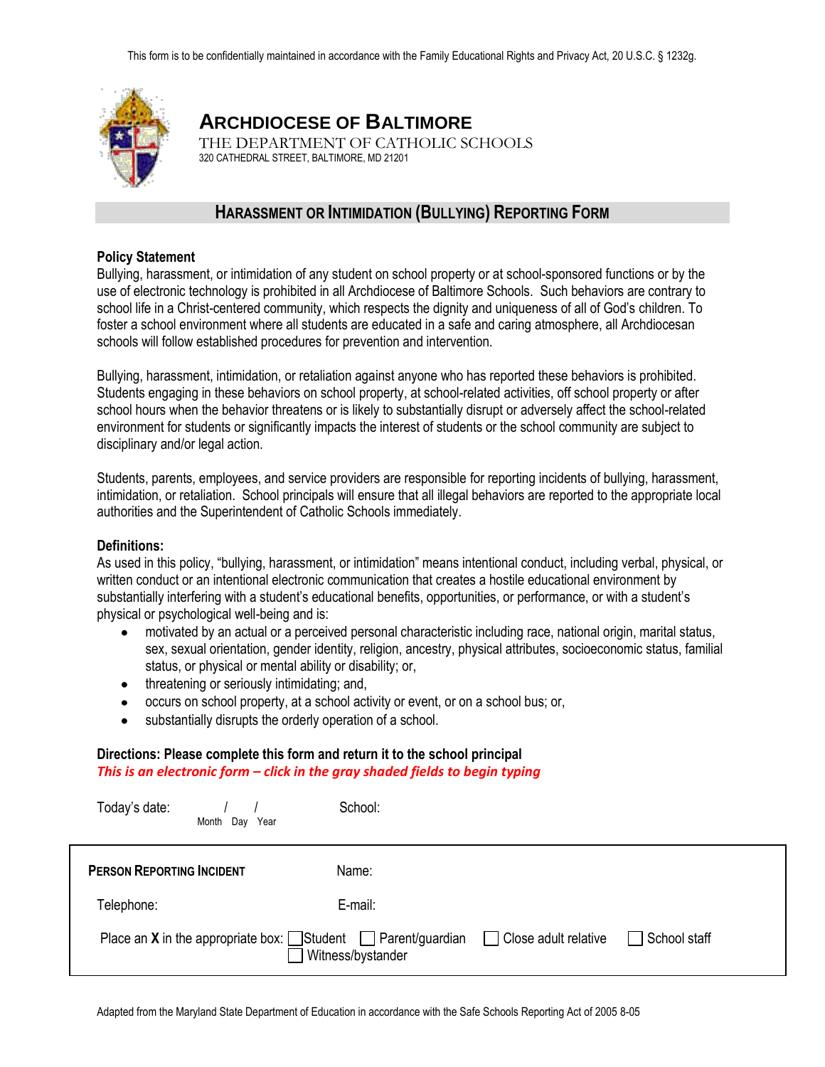This form is to be confidentially maintained in accordance with the Family Educational Rights and Privacy Act, 20 U.S.C. § 1232g.

# ARCHDIOCESE OF BALTIMORE

THE DEPARTMENT OF CATHOLIC SCHOOLS
320 CATHEDRAL STREET, BALTIMORE, MD 21201

## HARASSMENT OR INTIMIDATION (BULLYING) REPORTING FORM

**Policy Statement**

Bullying, harassment, or intimidation of any student on school property or at school-sponsored functions or by the use of electronic technology is prohibited in all Archdiocese of Baltimore Schools. Such behaviors are contrary to school life in a Christ-centered community, which respects the dignity and uniqueness of all of God's children. To foster a school environment where all students are educated in a safe and caring atmosphere, all Archdiocesan schools will follow established procedures for prevention and intervention.

Bullying, harassment, intimidation, or retaliation against anyone who has reported these behaviors is prohibited. Students engaging in these behaviors on school property, at school-related activities, off school property or after school hours when the behavior threatens or is likely to substantially disrupt or adversely affect the school-related environment for students or significantly impacts the interest of students or the school community are subject to disciplinary and/or legal action.

Students, parents, employees, and service providers are responsible for reporting incidents of bullying, harassment, intimidation, or retaliation. School principals will ensure that all illegal behaviors are reported to the appropriate local authorities and the Superintendent of Catholic Schools immediately.

**Definitions:**

As used in this policy, "bullying, harassment, or intimidation" means intentional conduct, including verbal, physical, or written conduct or an intentional electronic communication that creates a hostile educational environment by substantially interfering with a student's educational benefits, opportunities, or performance, or with a student's physical or psychological well-being and is:

- motivated by an actual or a perceived personal characteristic including race, national origin, marital status, sex, sexual orientation, gender identity, religion, ancestry, physical attributes, socioeconomic status, familial status, or physical or mental ability or disability; or,
- threatening or seriously intimidating; and,
- occurs on school property, at a school activity or event, or on a school bus; or,
- substantially disrupts the orderly operation of a school.

**Directions: Please complete this form and return it to the school principal**

***This is an electronic form – click in the gray shaded fields to begin typing***

Today's date: ____ / ____ / ____ (Month Day Year) School: ____________

**PERSON REPORTING INCIDENT** Name: ____________

Telephone: ____________ E-mail: ____________

Place an **X** in the appropriate box: ☐ Student ☐ Parent/guardian ☐ Close adult relative ☐ School staff ☐ Witness/bystander

Adapted from the Maryland State Department of Education in accordance with the Safe Schools Reporting Act of 2005 8-05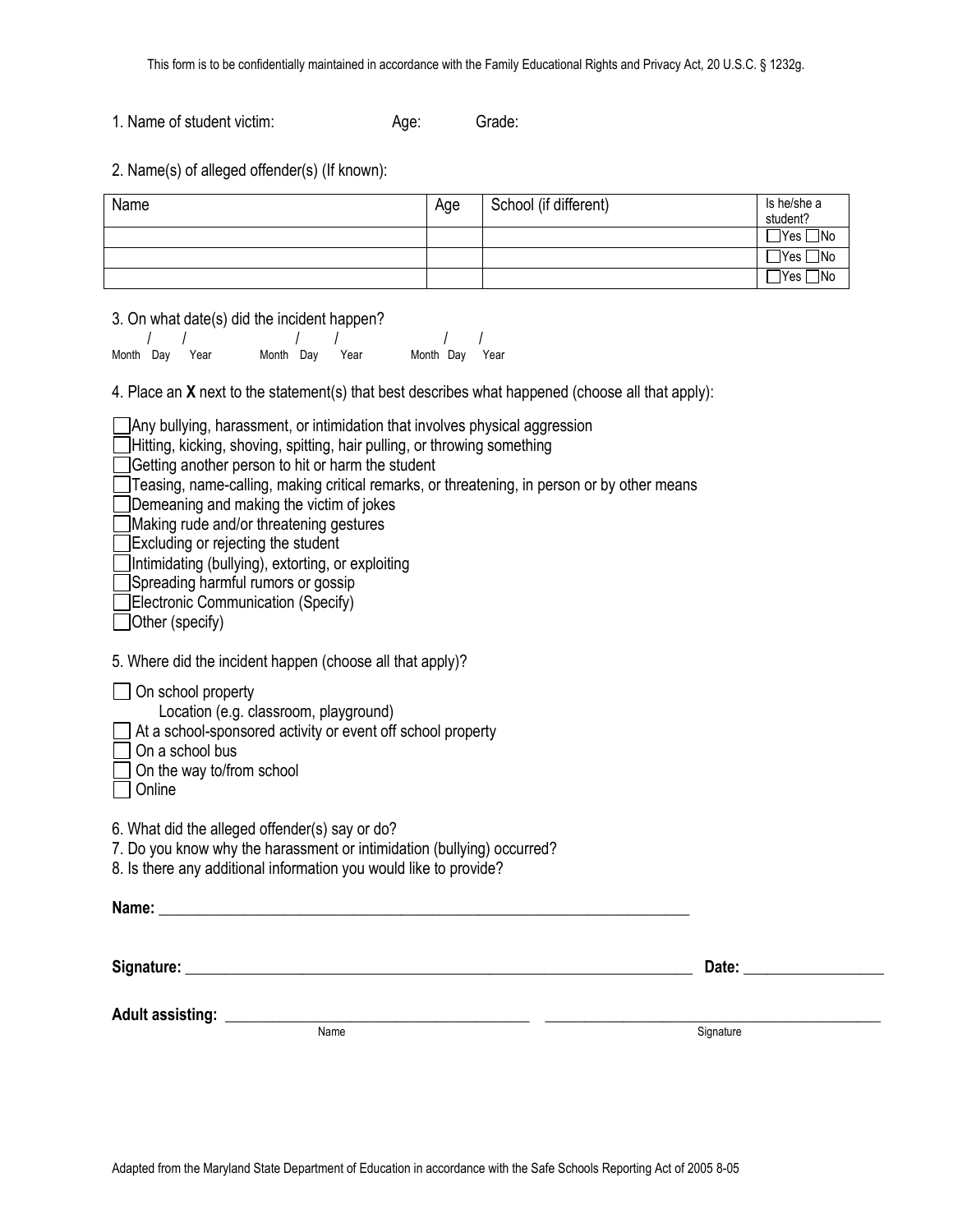This form is to be confidentially maintained in accordance with the Family Educational Rights and Privacy Act, 20 U.S.C. § 1232g.

1. Name of student victim: Age: Grade:

2. Name(s) of alleged offender(s) (If known):

| Name | Age | School (if different) | Is he/she a student? |
|---|---|---|---|
| | | | ☐Yes ☐No |
| | | | ☐Yes ☐No |
| | | | ☐Yes ☐No |

3. On what date(s) did the incident happen?

/ / — Month Day Year    / / — Month Day Year    / / — Month Day Year

4. Place an **X** next to the statement(s) that best describes what happened (choose all that apply):

☐ Any bullying, harassment, or intimidation that involves physical aggression
☐ Hitting, kicking, shoving, spitting, hair pulling, or throwing something
☐ Getting another person to hit or harm the student
☐ Teasing, name-calling, making critical remarks, or threatening, in person or by other means
☐ Demeaning and making the victim of jokes
☐ Making rude and/or threatening gestures
☐ Excluding or rejecting the student
☐ Intimidating (bullying), extorting, or exploiting
☐ Spreading harmful rumors or gossip
☐ Electronic Communication (Specify)
☐ Other (specify)

5. Where did the incident happen (choose all that apply)?

☐ On school property
  Location (e.g. classroom, playground)
☐ At a school-sponsored activity or event off school property
☐ On a school bus
☐ On the way to/from school
☐ Online

6. What did the alleged offender(s) say or do?
7. Do you know why the harassment or intimidation (bullying) occurred?
8. Is there any additional information you would like to provide?

**Name:** ______________________________________________________________________

**Signature:** __________________________________________________________________ **Date:** __________________

**Adult assisting:** ________________________________________ ________________________________________
Name Signature

Adapted from the Maryland State Department of Education in accordance with the Safe Schools Reporting Act of 2005 8-05